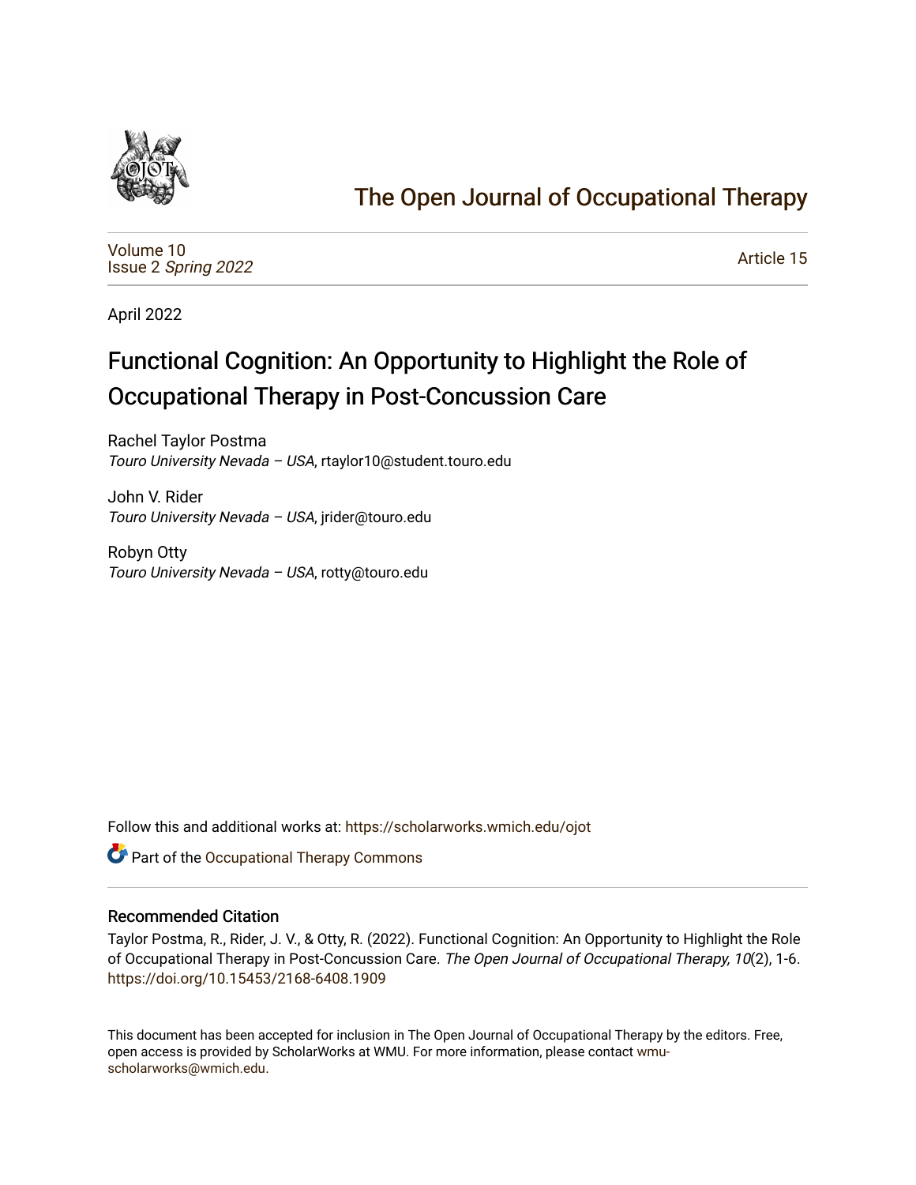# The Open Journal of Occupational Therapy

Volume 10
Issue 2 *Spring 2022*

Article 15

April 2022

## Functional Cognition: An Opportunity to Highlight the Role of Occupational Therapy in Post-Concussion Care

Rachel Taylor Postma
*Touro University Nevada – USA*, rtaylor10@student.touro.edu

John V. Rider
*Touro University Nevada – USA*, jrider@touro.edu

Robyn Otty
*Touro University Nevada – USA*, rotty@touro.edu

Follow this and additional works at: https://scholarworks.wmich.edu/ojot

Part of the Occupational Therapy Commons

### Recommended Citation

Taylor Postma, R., Rider, J. V., & Otty, R. (2022). Functional Cognition: An Opportunity to Highlight the Role of Occupational Therapy in Post-Concussion Care. *The Open Journal of Occupational Therapy, 10*(2), 1-6. https://doi.org/10.15453/2168-6408.1909

This document has been accepted for inclusion in The Open Journal of Occupational Therapy by the editors. Free, open access is provided by ScholarWorks at WMU. For more information, please contact wmu-scholarworks@wmich.edu.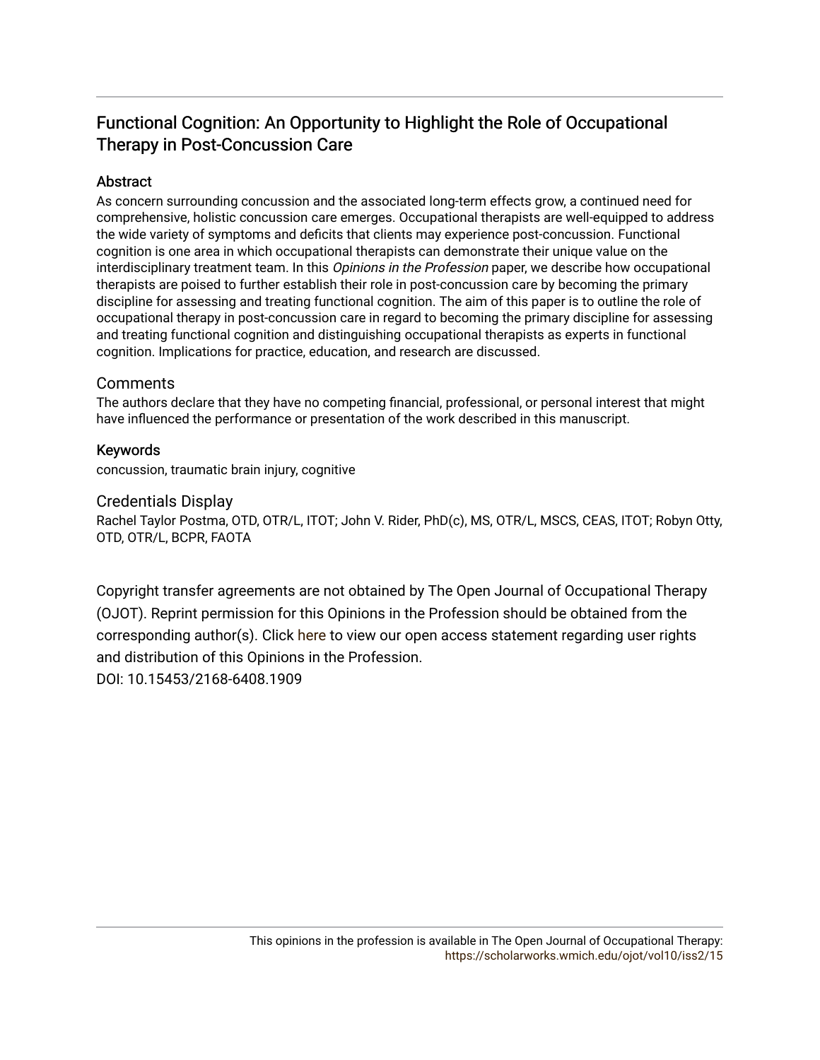# Functional Cognition: An Opportunity to Highlight the Role of Occupational Therapy in Post-Concussion Care

## Abstract

As concern surrounding concussion and the associated long-term effects grow, a continued need for comprehensive, holistic concussion care emerges. Occupational therapists are well-equipped to address the wide variety of symptoms and deficits that clients may experience post-concussion. Functional cognition is one area in which occupational therapists can demonstrate their unique value on the interdisciplinary treatment team. In this *Opinions in the Profession* paper, we describe how occupational therapists are poised to further establish their role in post-concussion care by becoming the primary discipline for assessing and treating functional cognition. The aim of this paper is to outline the role of occupational therapy in post-concussion care in regard to becoming the primary discipline for assessing and treating functional cognition and distinguishing occupational therapists as experts in functional cognition. Implications for practice, education, and research are discussed.

## Comments

The authors declare that they have no competing financial, professional, or personal interest that might have influenced the performance or presentation of the work described in this manuscript.

## Keywords

concussion, traumatic brain injury, cognitive

## Credentials Display

Rachel Taylor Postma, OTD, OTR/L, ITOT; John V. Rider, PhD(c), MS, OTR/L, MSCS, CEAS, ITOT; Robyn Otty, OTD, OTR/L, BCPR, FAOTA

Copyright transfer agreements are not obtained by The Open Journal of Occupational Therapy (OJOT). Reprint permission for this Opinions in the Profession should be obtained from the corresponding author(s). Click here to view our open access statement regarding user rights and distribution of this Opinions in the Profession.

DOI: 10.15453/2168-6408.1909

This opinions in the profession is available in The Open Journal of Occupational Therapy: https://scholarworks.wmich.edu/ojot/vol10/iss2/15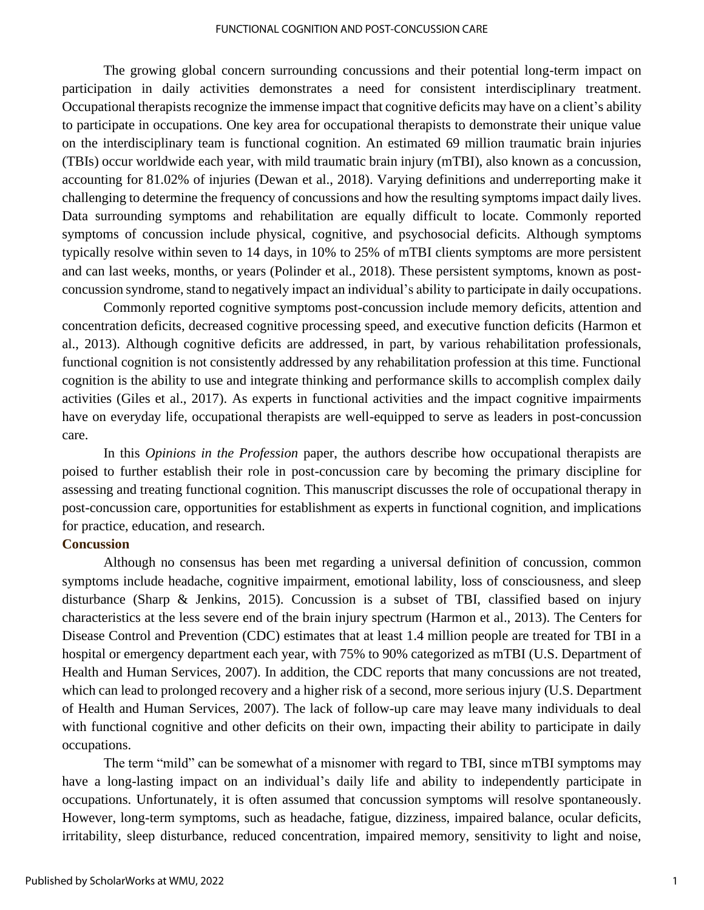The growing global concern surrounding concussions and their potential long-term impact on participation in daily activities demonstrates a need for consistent interdisciplinary treatment. Occupational therapists recognize the immense impact that cognitive deficits may have on a client's ability to participate in occupations. One key area for occupational therapists to demonstrate their unique value on the interdisciplinary team is functional cognition. An estimated 69 million traumatic brain injuries (TBIs) occur worldwide each year, with mild traumatic brain injury (mTBI), also known as a concussion, accounting for 81.02% of injuries (Dewan et al., 2018). Varying definitions and underreporting make it challenging to determine the frequency of concussions and how the resulting symptoms impact daily lives. Data surrounding symptoms and rehabilitation are equally difficult to locate. Commonly reported symptoms of concussion include physical, cognitive, and psychosocial deficits. Although symptoms typically resolve within seven to 14 days, in 10% to 25% of mTBI clients symptoms are more persistent and can last weeks, months, or years (Polinder et al., 2018). These persistent symptoms, known as post-concussion syndrome, stand to negatively impact an individual's ability to participate in daily occupations.

Commonly reported cognitive symptoms post-concussion include memory deficits, attention and concentration deficits, decreased cognitive processing speed, and executive function deficits (Harmon et al., 2013). Although cognitive deficits are addressed, in part, by various rehabilitation professionals, functional cognition is not consistently addressed by any rehabilitation profession at this time. Functional cognition is the ability to use and integrate thinking and performance skills to accomplish complex daily activities (Giles et al., 2017). As experts in functional activities and the impact cognitive impairments have on everyday life, occupational therapists are well-equipped to serve as leaders in post-concussion care.

In this *Opinions in the Profession* paper, the authors describe how occupational therapists are poised to further establish their role in post-concussion care by becoming the primary discipline for assessing and treating functional cognition. This manuscript discusses the role of occupational therapy in post-concussion care, opportunities for establishment as experts in functional cognition, and implications for practice, education, and research.

## Concussion

Although no consensus has been met regarding a universal definition of concussion, common symptoms include headache, cognitive impairment, emotional lability, loss of consciousness, and sleep disturbance (Sharp & Jenkins, 2015). Concussion is a subset of TBI, classified based on injury characteristics at the less severe end of the brain injury spectrum (Harmon et al., 2013). The Centers for Disease Control and Prevention (CDC) estimates that at least 1.4 million people are treated for TBI in a hospital or emergency department each year, with 75% to 90% categorized as mTBI (U.S. Department of Health and Human Services, 2007). In addition, the CDC reports that many concussions are not treated, which can lead to prolonged recovery and a higher risk of a second, more serious injury (U.S. Department of Health and Human Services, 2007). The lack of follow-up care may leave many individuals to deal with functional cognitive and other deficits on their own, impacting their ability to participate in daily occupations.

The term "mild" can be somewhat of a misnomer with regard to TBI, since mTBI symptoms may have a long-lasting impact on an individual's daily life and ability to independently participate in occupations. Unfortunately, it is often assumed that concussion symptoms will resolve spontaneously. However, long-term symptoms, such as headache, fatigue, dizziness, impaired balance, ocular deficits, irritability, sleep disturbance, reduced concentration, impaired memory, sensitivity to light and noise,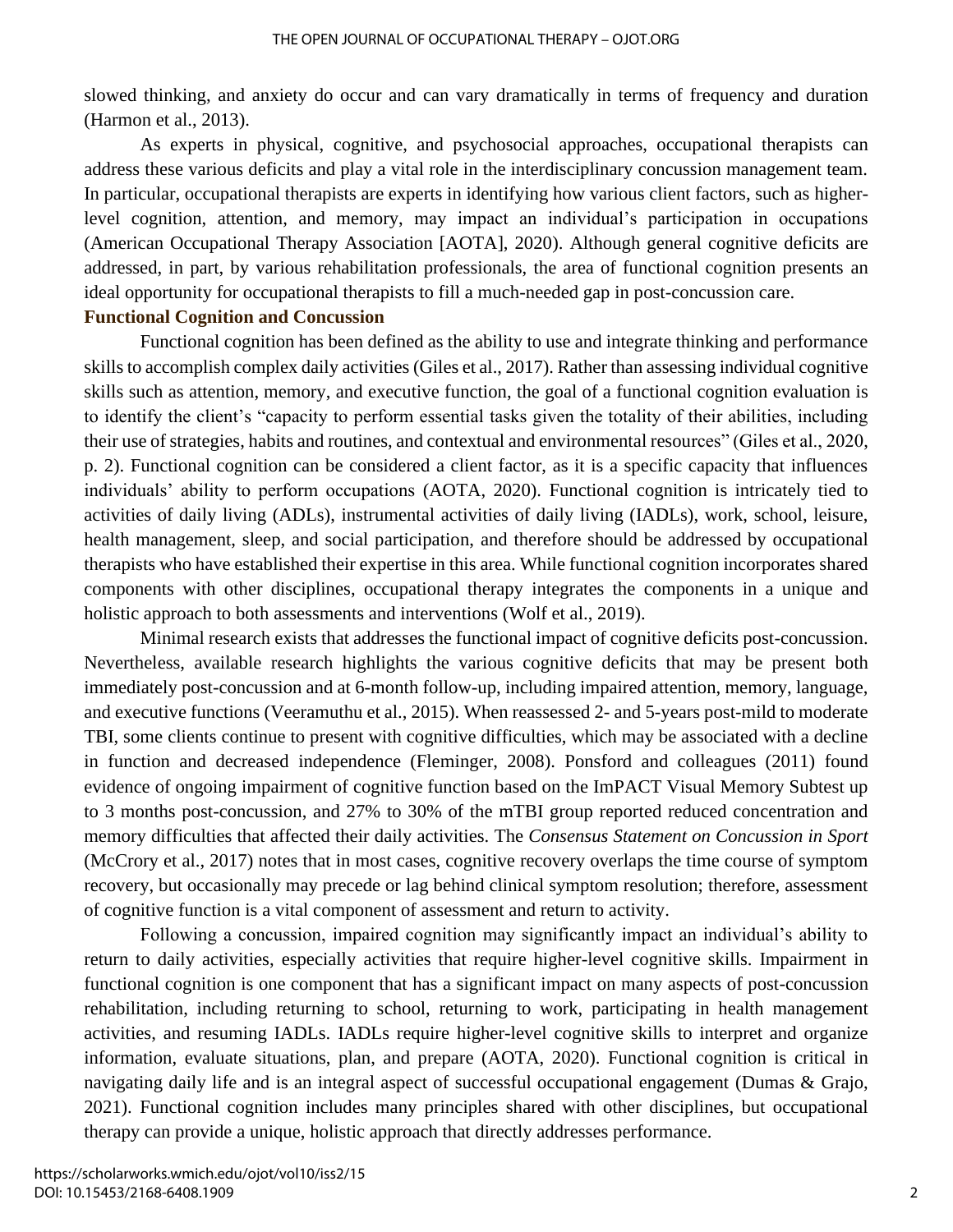slowed thinking, and anxiety do occur and can vary dramatically in terms of frequency and duration (Harmon et al., 2013).

As experts in physical, cognitive, and psychosocial approaches, occupational therapists can address these various deficits and play a vital role in the interdisciplinary concussion management team. In particular, occupational therapists are experts in identifying how various client factors, such as higher-level cognition, attention, and memory, may impact an individual's participation in occupations (American Occupational Therapy Association [AOTA], 2020). Although general cognitive deficits are addressed, in part, by various rehabilitation professionals, the area of functional cognition presents an ideal opportunity for occupational therapists to fill a much-needed gap in post-concussion care.

## Functional Cognition and Concussion

Functional cognition has been defined as the ability to use and integrate thinking and performance skills to accomplish complex daily activities (Giles et al., 2017). Rather than assessing individual cognitive skills such as attention, memory, and executive function, the goal of a functional cognition evaluation is to identify the client's "capacity to perform essential tasks given the totality of their abilities, including their use of strategies, habits and routines, and contextual and environmental resources" (Giles et al., 2020, p. 2). Functional cognition can be considered a client factor, as it is a specific capacity that influences individuals' ability to perform occupations (AOTA, 2020). Functional cognition is intricately tied to activities of daily living (ADLs), instrumental activities of daily living (IADLs), work, school, leisure, health management, sleep, and social participation, and therefore should be addressed by occupational therapists who have established their expertise in this area. While functional cognition incorporates shared components with other disciplines, occupational therapy integrates the components in a unique and holistic approach to both assessments and interventions (Wolf et al., 2019).

Minimal research exists that addresses the functional impact of cognitive deficits post-concussion. Nevertheless, available research highlights the various cognitive deficits that may be present both immediately post-concussion and at 6-month follow-up, including impaired attention, memory, language, and executive functions (Veeramuthu et al., 2015). When reassessed 2- and 5-years post-mild to moderate TBI, some clients continue to present with cognitive difficulties, which may be associated with a decline in function and decreased independence (Fleminger, 2008). Ponsford and colleagues (2011) found evidence of ongoing impairment of cognitive function based on the ImPACT Visual Memory Subtest up to 3 months post-concussion, and 27% to 30% of the mTBI group reported reduced concentration and memory difficulties that affected their daily activities. The *Consensus Statement on Concussion in Sport* (McCrory et al., 2017) notes that in most cases, cognitive recovery overlaps the time course of symptom recovery, but occasionally may precede or lag behind clinical symptom resolution; therefore, assessment of cognitive function is a vital component of assessment and return to activity.

Following a concussion, impaired cognition may significantly impact an individual's ability to return to daily activities, especially activities that require higher-level cognitive skills. Impairment in functional cognition is one component that has a significant impact on many aspects of post-concussion rehabilitation, including returning to school, returning to work, participating in health management activities, and resuming IADLs. IADLs require higher-level cognitive skills to interpret and organize information, evaluate situations, plan, and prepare (AOTA, 2020). Functional cognition is critical in navigating daily life and is an integral aspect of successful occupational engagement (Dumas & Grajo, 2021). Functional cognition includes many principles shared with other disciplines, but occupational therapy can provide a unique, holistic approach that directly addresses performance.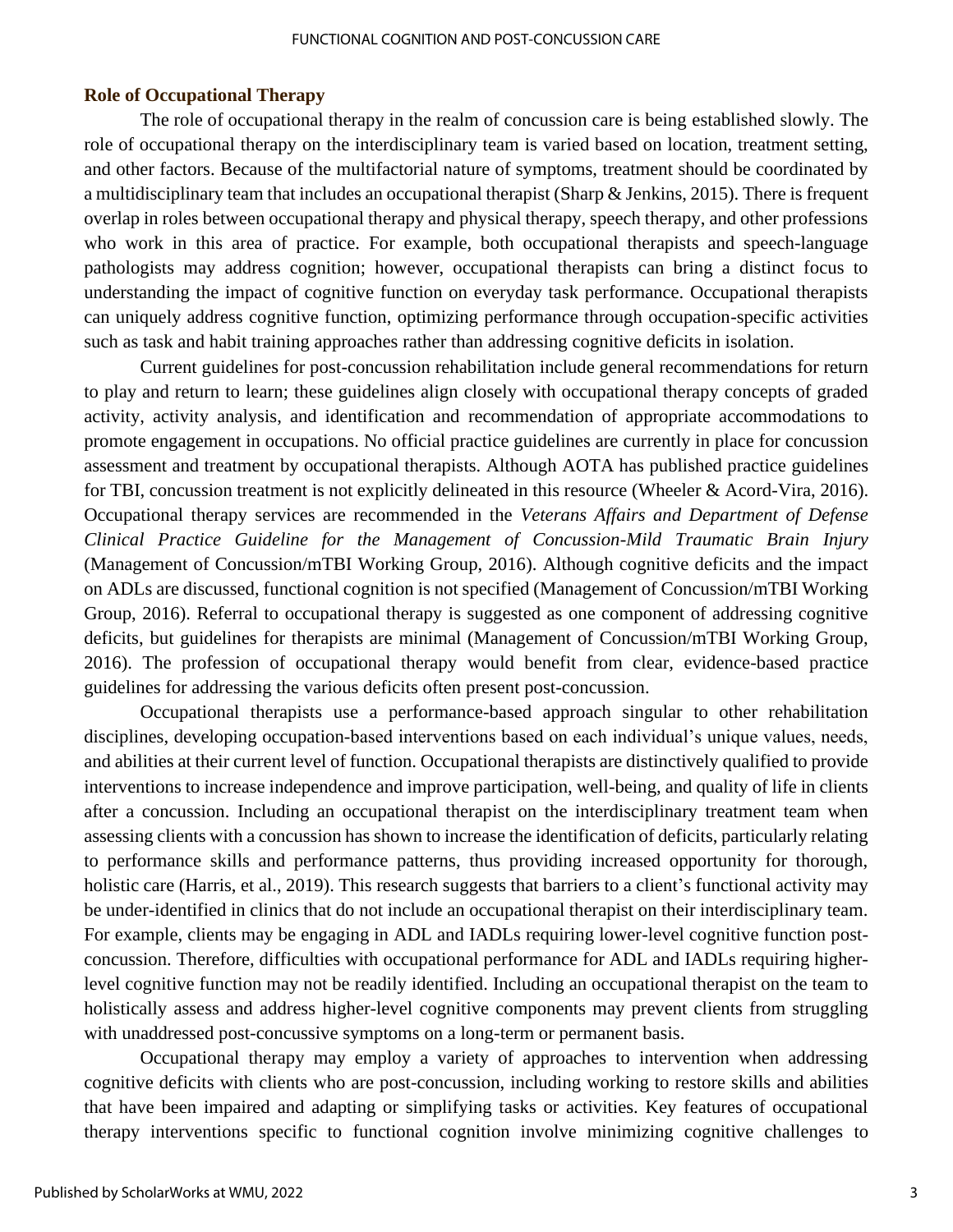### Role of Occupational Therapy

The role of occupational therapy in the realm of concussion care is being established slowly. The role of occupational therapy on the interdisciplinary team is varied based on location, treatment setting, and other factors. Because of the multifactorial nature of symptoms, treatment should be coordinated by a multidisciplinary team that includes an occupational therapist (Sharp & Jenkins, 2015). There is frequent overlap in roles between occupational therapy and physical therapy, speech therapy, and other professions who work in this area of practice. For example, both occupational therapists and speech-language pathologists may address cognition; however, occupational therapists can bring a distinct focus to understanding the impact of cognitive function on everyday task performance. Occupational therapists can uniquely address cognitive function, optimizing performance through occupation-specific activities such as task and habit training approaches rather than addressing cognitive deficits in isolation.

Current guidelines for post-concussion rehabilitation include general recommendations for return to play and return to learn; these guidelines align closely with occupational therapy concepts of graded activity, activity analysis, and identification and recommendation of appropriate accommodations to promote engagement in occupations. No official practice guidelines are currently in place for concussion assessment and treatment by occupational therapists. Although AOTA has published practice guidelines for TBI, concussion treatment is not explicitly delineated in this resource (Wheeler & Acord-Vira, 2016). Occupational therapy services are recommended in the *Veterans Affairs and Department of Defense Clinical Practice Guideline for the Management of Concussion-Mild Traumatic Brain Injury* (Management of Concussion/mTBI Working Group, 2016). Although cognitive deficits and the impact on ADLs are discussed, functional cognition is not specified (Management of Concussion/mTBI Working Group, 2016). Referral to occupational therapy is suggested as one component of addressing cognitive deficits, but guidelines for therapists are minimal (Management of Concussion/mTBI Working Group, 2016). The profession of occupational therapy would benefit from clear, evidence-based practice guidelines for addressing the various deficits often present post-concussion.

Occupational therapists use a performance-based approach singular to other rehabilitation disciplines, developing occupation-based interventions based on each individual's unique values, needs, and abilities at their current level of function. Occupational therapists are distinctively qualified to provide interventions to increase independence and improve participation, well-being, and quality of life in clients after a concussion. Including an occupational therapist on the interdisciplinary treatment team when assessing clients with a concussion has shown to increase the identification of deficits, particularly relating to performance skills and performance patterns, thus providing increased opportunity for thorough, holistic care (Harris, et al., 2019). This research suggests that barriers to a client's functional activity may be under-identified in clinics that do not include an occupational therapist on their interdisciplinary team. For example, clients may be engaging in ADL and IADLs requiring lower-level cognitive function post-concussion. Therefore, difficulties with occupational performance for ADL and IADLs requiring higher-level cognitive function may not be readily identified. Including an occupational therapist on the team to holistically assess and address higher-level cognitive components may prevent clients from struggling with unaddressed post-concussive symptoms on a long-term or permanent basis.

Occupational therapy may employ a variety of approaches to intervention when addressing cognitive deficits with clients who are post-concussion, including working to restore skills and abilities that have been impaired and adapting or simplifying tasks or activities. Key features of occupational therapy interventions specific to functional cognition involve minimizing cognitive challenges to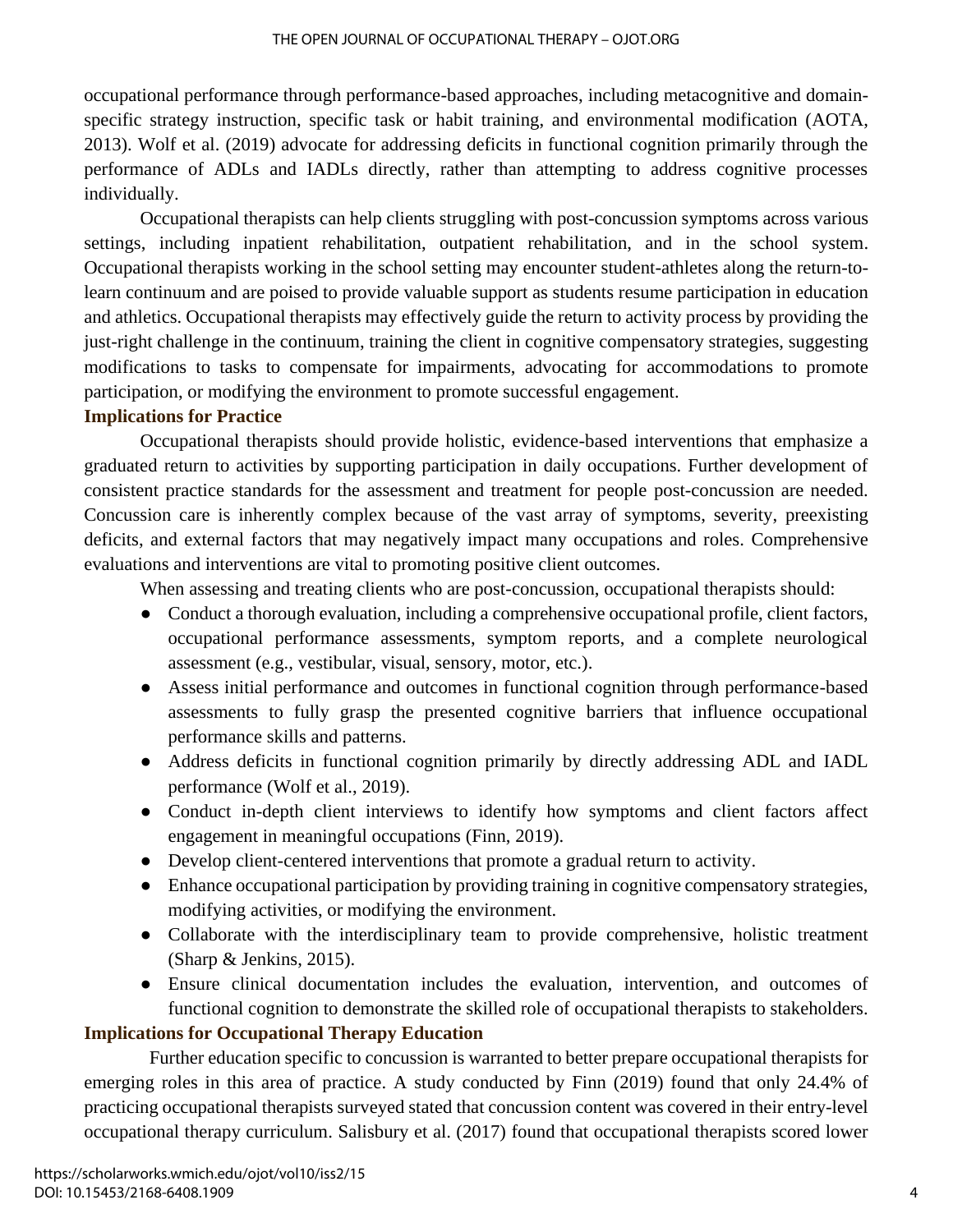occupational performance through performance-based approaches, including metacognitive and domain-specific strategy instruction, specific task or habit training, and environmental modification (AOTA, 2013). Wolf et al. (2019) advocate for addressing deficits in functional cognition primarily through the performance of ADLs and IADLs directly, rather than attempting to address cognitive processes individually.

Occupational therapists can help clients struggling with post-concussion symptoms across various settings, including inpatient rehabilitation, outpatient rehabilitation, and in the school system. Occupational therapists working in the school setting may encounter student-athletes along the return-to-learn continuum and are poised to provide valuable support as students resume participation in education and athletics. Occupational therapists may effectively guide the return to activity process by providing the just-right challenge in the continuum, training the client in cognitive compensatory strategies, suggesting modifications to tasks to compensate for impairments, advocating for accommodations to promote participation, or modifying the environment to promote successful engagement.

**Implications for Practice**

Occupational therapists should provide holistic, evidence-based interventions that emphasize a graduated return to activities by supporting participation in daily occupations. Further development of consistent practice standards for the assessment and treatment for people post-concussion are needed. Concussion care is inherently complex because of the vast array of symptoms, severity, preexisting deficits, and external factors that may negatively impact many occupations and roles. Comprehensive evaluations and interventions are vital to promoting positive client outcomes.

When assessing and treating clients who are post-concussion, occupational therapists should:

- Conduct a thorough evaluation, including a comprehensive occupational profile, client factors, occupational performance assessments, symptom reports, and a complete neurological assessment (e.g., vestibular, visual, sensory, motor, etc.).
- Assess initial performance and outcomes in functional cognition through performance-based assessments to fully grasp the presented cognitive barriers that influence occupational performance skills and patterns.
- Address deficits in functional cognition primarily by directly addressing ADL and IADL performance (Wolf et al., 2019).
- Conduct in-depth client interviews to identify how symptoms and client factors affect engagement in meaningful occupations (Finn, 2019).
- Develop client-centered interventions that promote a gradual return to activity.
- Enhance occupational participation by providing training in cognitive compensatory strategies, modifying activities, or modifying the environment.
- Collaborate with the interdisciplinary team to provide comprehensive, holistic treatment (Sharp & Jenkins, 2015).
- Ensure clinical documentation includes the evaluation, intervention, and outcomes of functional cognition to demonstrate the skilled role of occupational therapists to stakeholders.

**Implications for Occupational Therapy Education**

Further education specific to concussion is warranted to better prepare occupational therapists for emerging roles in this area of practice. A study conducted by Finn (2019) found that only 24.4% of practicing occupational therapists surveyed stated that concussion content was covered in their entry-level occupational therapy curriculum. Salisbury et al. (2017) found that occupational therapists scored lower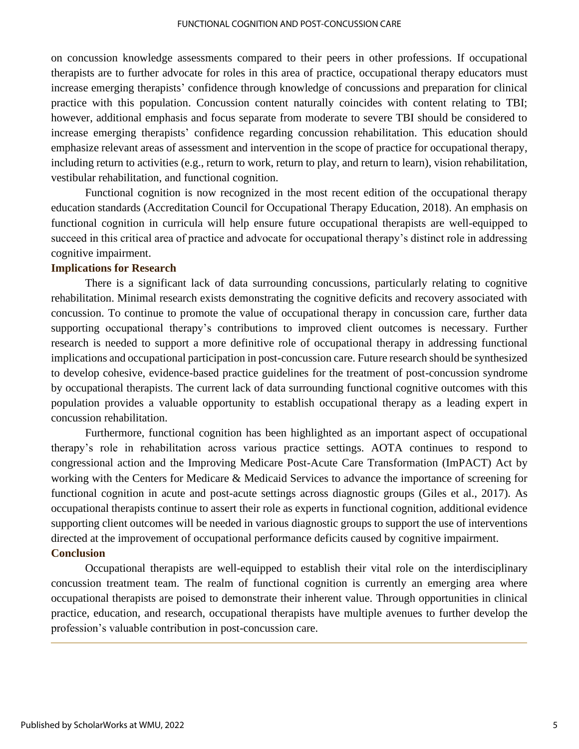on concussion knowledge assessments compared to their peers in other professions. If occupational therapists are to further advocate for roles in this area of practice, occupational therapy educators must increase emerging therapists' confidence through knowledge of concussions and preparation for clinical practice with this population. Concussion content naturally coincides with content relating to TBI; however, additional emphasis and focus separate from moderate to severe TBI should be considered to increase emerging therapists' confidence regarding concussion rehabilitation. This education should emphasize relevant areas of assessment and intervention in the scope of practice for occupational therapy, including return to activities (e.g., return to work, return to play, and return to learn), vision rehabilitation, vestibular rehabilitation, and functional cognition.

Functional cognition is now recognized in the most recent edition of the occupational therapy education standards (Accreditation Council for Occupational Therapy Education, 2018). An emphasis on functional cognition in curricula will help ensure future occupational therapists are well-equipped to succeed in this critical area of practice and advocate for occupational therapy's distinct role in addressing cognitive impairment.

## Implications for Research

There is a significant lack of data surrounding concussions, particularly relating to cognitive rehabilitation. Minimal research exists demonstrating the cognitive deficits and recovery associated with concussion. To continue to promote the value of occupational therapy in concussion care, further data supporting occupational therapy's contributions to improved client outcomes is necessary. Further research is needed to support a more definitive role of occupational therapy in addressing functional implications and occupational participation in post-concussion care. Future research should be synthesized to develop cohesive, evidence-based practice guidelines for the treatment of post-concussion syndrome by occupational therapists. The current lack of data surrounding functional cognitive outcomes with this population provides a valuable opportunity to establish occupational therapy as a leading expert in concussion rehabilitation.

Furthermore, functional cognition has been highlighted as an important aspect of occupational therapy's role in rehabilitation across various practice settings. AOTA continues to respond to congressional action and the Improving Medicare Post-Acute Care Transformation (ImPACT) Act by working with the Centers for Medicare & Medicaid Services to advance the importance of screening for functional cognition in acute and post-acute settings across diagnostic groups (Giles et al., 2017). As occupational therapists continue to assert their role as experts in functional cognition, additional evidence supporting client outcomes will be needed in various diagnostic groups to support the use of interventions directed at the improvement of occupational performance deficits caused by cognitive impairment.

## Conclusion

Occupational therapists are well-equipped to establish their vital role on the interdisciplinary concussion treatment team. The realm of functional cognition is currently an emerging area where occupational therapists are poised to demonstrate their inherent value. Through opportunities in clinical practice, education, and research, occupational therapists have multiple avenues to further develop the profession's valuable contribution in post-concussion care.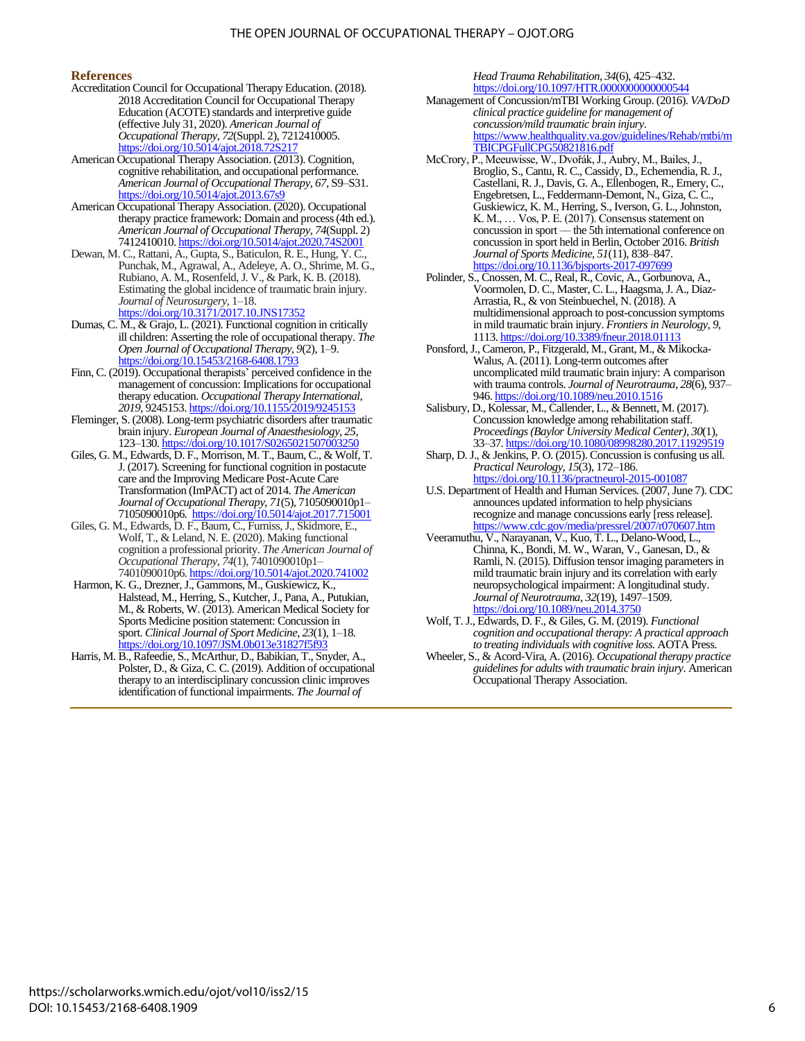## References

Accreditation Council for Occupational Therapy Education. (2018). 2018 Accreditation Council for Occupational Therapy Education (ACOTE) standards and interpretive guide (effective July 31, 2020). *American Journal of Occupational Therapy*, *72*(Suppl. 2), 7212410005. https://doi.org/10.5014/ajot.2018.72S217

American Occupational Therapy Association. (2013). Cognition, cognitive rehabilitation, and occupational performance. *American Journal of Occupational Therapy*, *67*, S9–S31. https://doi.org/10.5014/ajot.2013.67s9

American Occupational Therapy Association. (2020). Occupational therapy practice framework: Domain and process (4th ed.). *American Journal of Occupational Therapy*, *74*(Suppl. 2) 7412410010. https://doi.org/10.5014/ajot.2020.74S2001

Dewan, M. C., Rattani, A., Gupta, S., Baticulon, R. E., Hung, Y. C., Punchak, M., Agrawal, A., Adeleye, A. O., Shrime, M. G., Rubiano, A. M., Rosenfeld, J. V., & Park, K. B. (2018). Estimating the global incidence of traumatic brain injury. *Journal of Neurosurgery*, 1–18. https://doi.org/10.3171/2017.10.JNS17352

Dumas, C. M., & Grajo, L. (2021). Functional cognition in critically ill children: Asserting the role of occupational therapy. *The Open Journal of Occupational Therapy*, *9*(2), 1–9. https://doi.org/10.15453/2168-6408.1793

Finn, C. (2019). Occupational therapists' perceived confidence in the management of concussion: Implications for occupational therapy education. *Occupational Therapy International*, *2019*, 9245153. https://doi.org/10.1155/2019/9245153

Fleminger, S. (2008). Long-term psychiatric disorders after traumatic brain injury. *European Journal of Anaesthesiology*, *25*, 123–130. https://doi.org/10.1017/S0265021507003250

Giles, G. M., Edwards, D. F., Morrison, M. T., Baum, C., & Wolf, T. J. (2017). Screening for functional cognition in postacute care and the Improving Medicare Post-Acute Care Transformation (ImPACT) act of 2014. *The American Journal of Occupational Therapy*, *71*(5), 7105090010p1–7105090010p6. https://doi.org/10.5014/ajot.2017.715001

Giles, G. M., Edwards, D. F., Baum, C., Furniss, J., Skidmore, E., Wolf, T., & Leland, N. E. (2020). Making functional cognition a professional priority. *The American Journal of Occupational Therapy*, *74*(1), 7401090010p1–7401090010p6. https://doi.org/10.5014/ajot.2020.741002

Harmon, K. G., Drezner, J., Gammons, M., Guskiewicz, K., Halstead, M., Herring, S., Kutcher, J., Pana, A., Putukian, M., & Roberts, W. (2013). American Medical Society for Sports Medicine position statement: Concussion in sport. *Clinical Journal of Sport Medicine*, *23*(1), 1–18. https://doi.org/10.1097/JSM.0b013e31827f5f93

Harris, M. B., Rafeedie, S., McArthur, D., Babikian, T., Snyder, A., Polster, D., & Giza, C. C. (2019). Addition of occupational therapy to an interdisciplinary concussion clinic improves identification of functional impairments. *The Journal of Head Trauma Rehabilitation*, *34*(6), 425–432. https://doi.org/10.1097/HTR.0000000000000544

Management of Concussion/mTBI Working Group. (2016). *VA/DoD clinical practice guideline for management of concussion/mild traumatic brain injury*. https://www.healthquality.va.gov/guidelines/Rehab/mtbi/mTBICPGFullCPG50821816.pdf

McCrory, P., Meeuwisse, W., Dvořák, J., Aubry, M., Bailes, J., Broglio, S., Cantu, R. C., Cassidy, D., Echemendia, R. J., Castellani, R. J., Davis, G. A., Ellenbogen, R., Emery, C., Engebretsen, L., Feddermann-Demont, N., Giza, C. C., Guskiewicz, K. M., Herring, S., Iverson, G. L., Johnston, K. M., … Vos, P. E. (2017). Consensus statement on concussion in sport — the 5th international conference on concussion in sport held in Berlin, October 2016. *British Journal of Sports Medicine*, *51*(11), 838–847. https://doi.org/10.1136/bjsports-2017-097699

Polinder, S., Cnossen, M. C., Real, R., Covic, A., Gorbunova, A., Voormolen, D. C., Master, C. L., Haagsma, J. A., Diaz-Arrastia, R., & von Steinbuechel, N. (2018). A multidimensional approach to post-concussion symptoms in mild traumatic brain injury. *Frontiers in Neurology*, *9*, 1113. https://doi.org/10.3389/fneur.2018.01113

Ponsford, J., Cameron, P., Fitzgerald, M., Grant, M., & Mikocka-Walus, A. (2011). Long-term outcomes after uncomplicated mild traumatic brain injury: A comparison with trauma controls. *Journal of Neurotrauma*, *28*(6), 937–946. https://doi.org/10.1089/neu.2010.1516

Salisbury, D., Kolessar, M., Callender, L., & Bennett, M. (2017). Concussion knowledge among rehabilitation staff. *Proceedings (Baylor University Medical Center)*, *30*(1), 33–37. https://doi.org/10.1080/08998280.2017.11929519

Sharp, D. J., & Jenkins, P. O. (2015). Concussion is confusing us all. *Practical Neurology*, *15*(3), 172–186. https://doi.org/10.1136/practneurol-2015-001087

U.S. Department of Health and Human Services. (2007, June 7). CDC announces updated information to help physicians recognize and manage concussions early [ress release]. https://www.cdc.gov/media/pressrel/2007/r070607.htm

Veeramuthu, V., Narayanan, V., Kuo, T. L., Delano-Wood, L., Chinna, K., Bondi, M. W., Waran, V., Ganesan, D., & Ramli, N. (2015). Diffusion tensor imaging parameters in mild traumatic brain injury and its correlation with early neuropsychological impairment: A longitudinal study. *Journal of Neurotrauma*, *32*(19), 1497–1509. https://doi.org/10.1089/neu.2014.3750

Wolf, T. J., Edwards, D. F., & Giles, G. M. (2019). *Functional cognition and occupational therapy: A practical approach to treating individuals with cognitive loss.* AOTA Press.

Wheeler, S., & Acord-Vira, A. (2016). *Occupational therapy practice guidelines for adults with traumatic brain injury*. American Occupational Therapy Association.